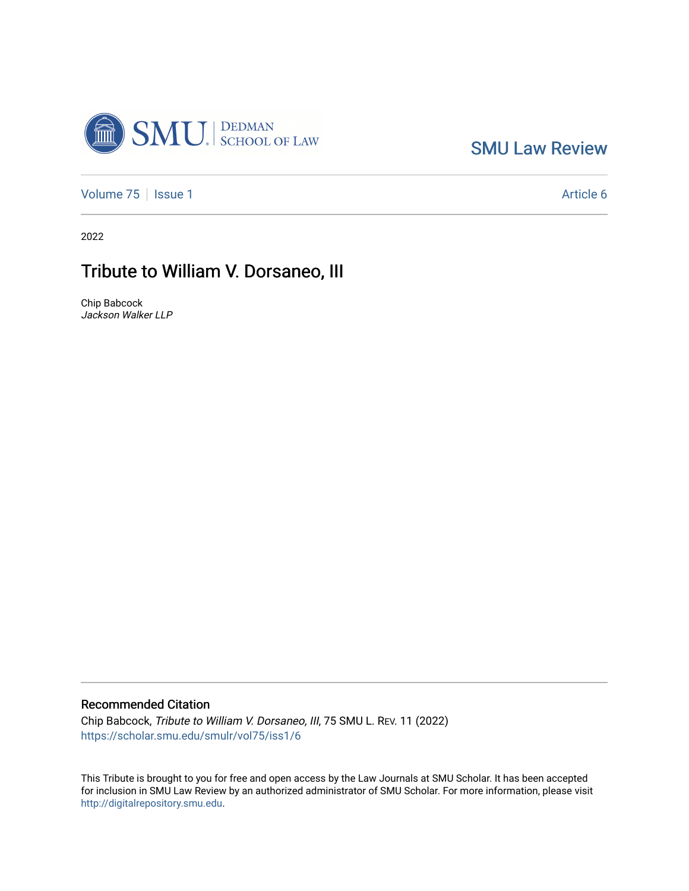SMU Law Review

Volume 75 | Issue 1 | Article 6

2022

# Tribute to William V. Dorsaneo, III

Chip Babcock
*Jackson Walker LLP*

## Recommended Citation

Chip Babcock, *Tribute to William V. Dorsaneo, III*, 75 SMU L. Rev. 11 (2022)
https://scholar.smu.edu/smulr/vol75/iss1/6

This Tribute is brought to you for free and open access by the Law Journals at SMU Scholar. It has been accepted for inclusion in SMU Law Review by an authorized administrator of SMU Scholar. For more information, please visit http://digitalrepository.smu.edu.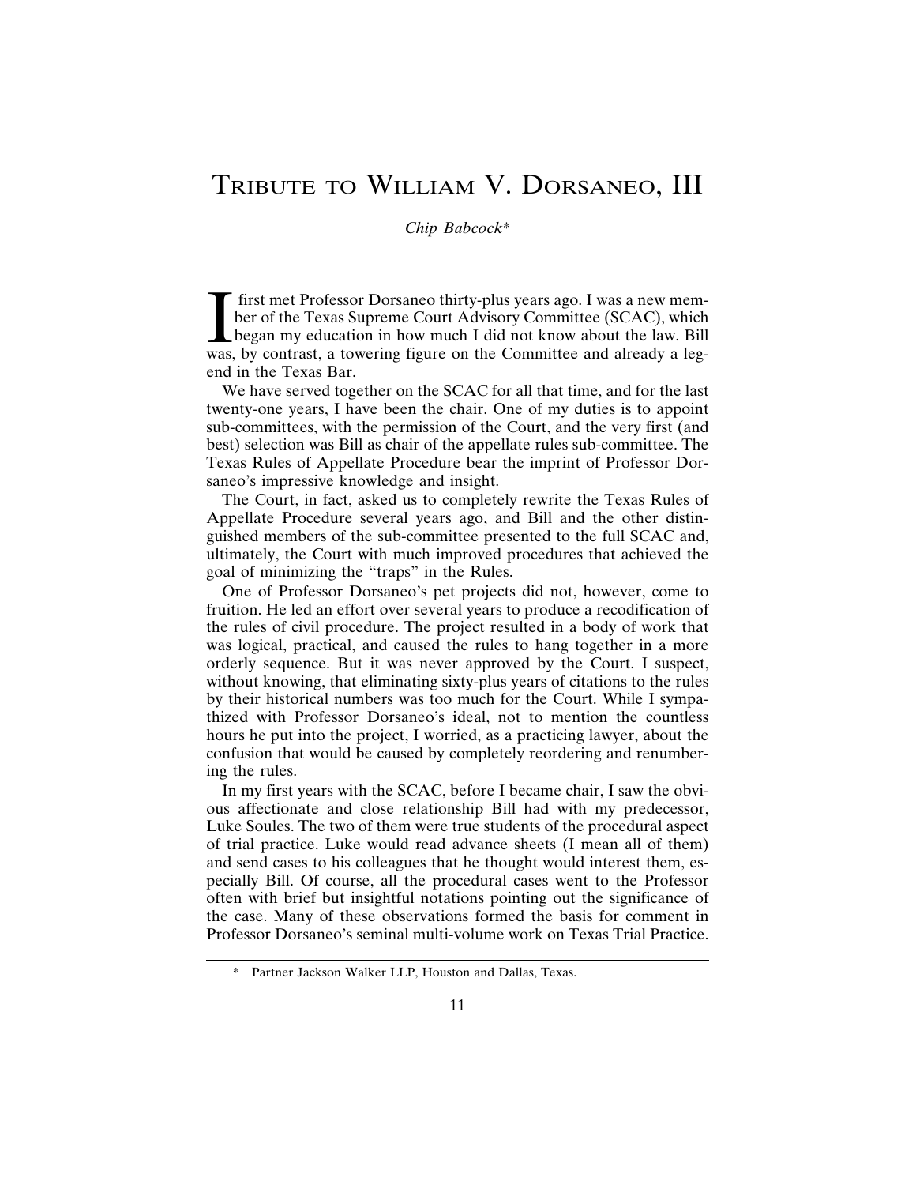# Tribute to William V. Dorsaneo, III

*Chip Babcock**

I first met Professor Dorsaneo thirty-plus years ago. I was a new member of the Texas Supreme Court Advisory Committee (SCAC), which began my education in how much I did not know about the law. Bill was, by contrast, a towering figure on the Committee and already a legend in the Texas Bar.

We have served together on the SCAC for all that time, and for the last twenty-one years, I have been the chair. One of my duties is to appoint sub-committees, with the permission of the Court, and the very first (and best) selection was Bill as chair of the appellate rules sub-committee. The Texas Rules of Appellate Procedure bear the imprint of Professor Dorsaneo's impressive knowledge and insight.

The Court, in fact, asked us to completely rewrite the Texas Rules of Appellate Procedure several years ago, and Bill and the other distinguished members of the sub-committee presented to the full SCAC and, ultimately, the Court with much improved procedures that achieved the goal of minimizing the "traps" in the Rules.

One of Professor Dorsaneo's pet projects did not, however, come to fruition. He led an effort over several years to produce a recodification of the rules of civil procedure. The project resulted in a body of work that was logical, practical, and caused the rules to hang together in a more orderly sequence. But it was never approved by the Court. I suspect, without knowing, that eliminating sixty-plus years of citations to the rules by their historical numbers was too much for the Court. While I sympathized with Professor Dorsaneo's ideal, not to mention the countless hours he put into the project, I worried, as a practicing lawyer, about the confusion that would be caused by completely reordering and renumbering the rules.

In my first years with the SCAC, before I became chair, I saw the obvious affectionate and close relationship Bill had with my predecessor, Luke Soules. The two of them were true students of the procedural aspect of trial practice. Luke would read advance sheets (I mean all of them) and send cases to his colleagues that he thought would interest them, especially Bill. Of course, all the procedural cases went to the Professor often with brief but insightful notations pointing out the significance of the case. Many of these observations formed the basis for comment in Professor Dorsaneo's seminal multi-volume work on Texas Trial Practice.

\* Partner Jackson Walker LLP, Houston and Dallas, Texas.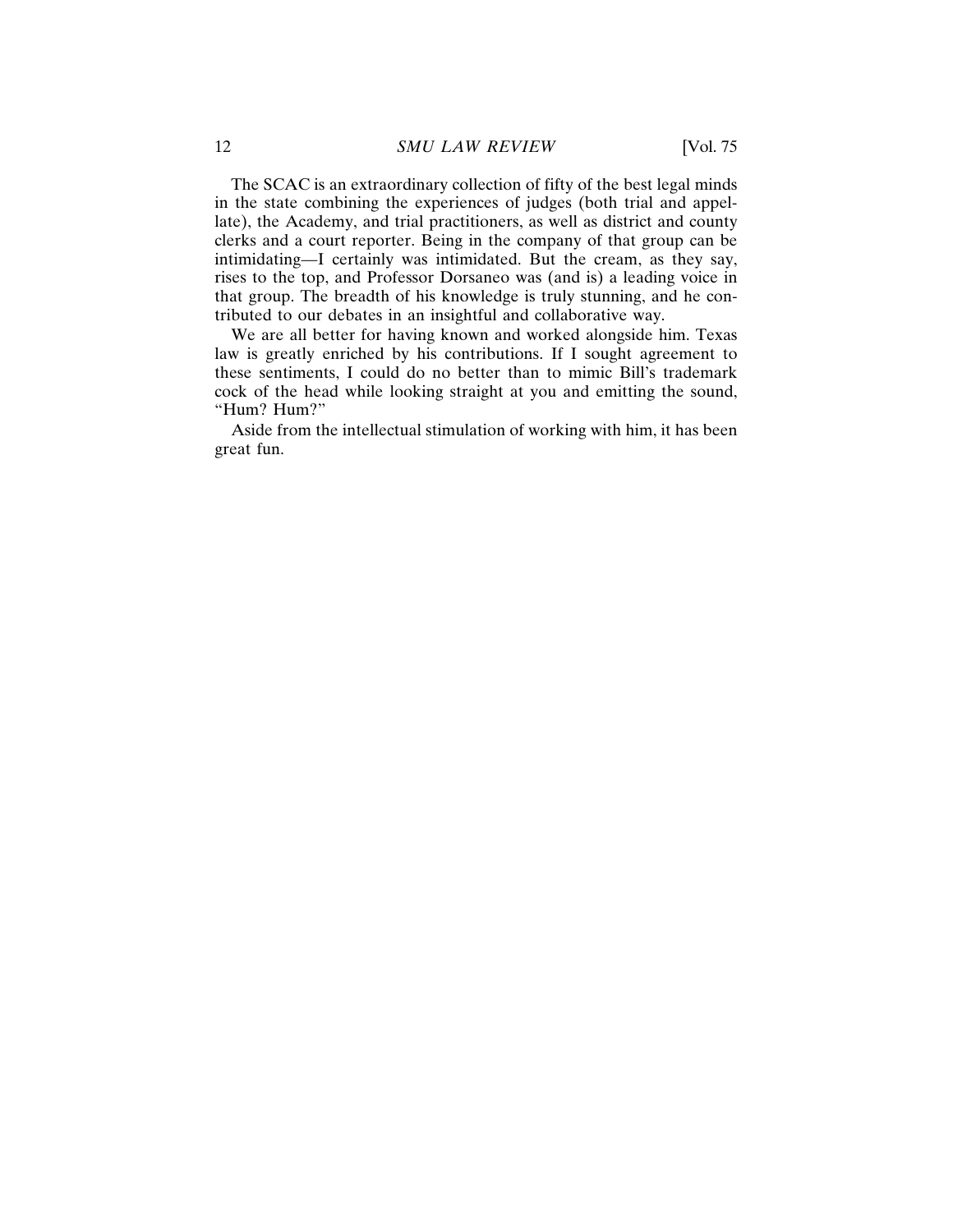The SCAC is an extraordinary collection of fifty of the best legal minds in the state combining the experiences of judges (both trial and appellate), the Academy, and trial practitioners, as well as district and county clerks and a court reporter. Being in the company of that group can be intimidating—I certainly was intimidated. But the cream, as they say, rises to the top, and Professor Dorsaneo was (and is) a leading voice in that group. The breadth of his knowledge is truly stunning, and he contributed to our debates in an insightful and collaborative way.

We are all better for having known and worked alongside him. Texas law is greatly enriched by his contributions. If I sought agreement to these sentiments, I could do no better than to mimic Bill's trademark cock of the head while looking straight at you and emitting the sound, "Hum? Hum?"

Aside from the intellectual stimulation of working with him, it has been great fun.